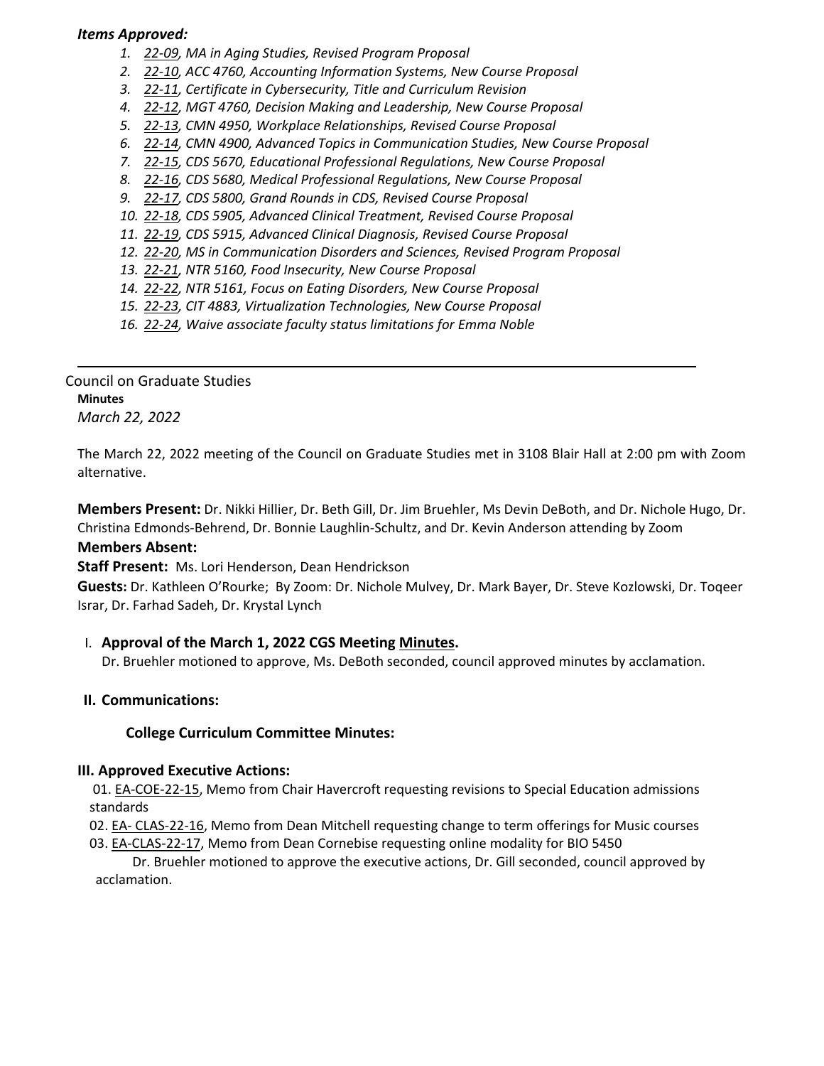***Items Approved:***

1. *22-09, MA in Aging Studies, Revised Program Proposal*
2. *22-10, ACC 4760, Accounting Information Systems, New Course Proposal*
3. *22-11, Certificate in Cybersecurity, Title and Curriculum Revision*
4. *22-12, MGT 4760, Decision Making and Leadership, New Course Proposal*
5. *22-13, CMN 4950, Workplace Relationships, Revised Course Proposal*
6. *22-14, CMN 4900, Advanced Topics in Communication Studies, New Course Proposal*
7. *22-15, CDS 5670, Educational Professional Regulations, New Course Proposal*
8. *22-16, CDS 5680, Medical Professional Regulations, New Course Proposal*
9. *22-17, CDS 5800, Grand Rounds in CDS, Revised Course Proposal*
10. *22-18, CDS 5905, Advanced Clinical Treatment, Revised Course Proposal*
11. *22-19, CDS 5915, Advanced Clinical Diagnosis, Revised Course Proposal*
12. *22-20, MS in Communication Disorders and Sciences, Revised Program Proposal*
13. *22-21, NTR 5160, Food Insecurity, New Course Proposal*
14. *22-22, NTR 5161, Focus on Eating Disorders, New Course Proposal*
15. *22-23, CIT 4883, Virtualization Technologies, New Course Proposal*
16. *22-24, Waive associate faculty status limitations for Emma Noble*

---

Council on Graduate Studies

**Minutes**

*March 22, 2022*

The March 22, 2022 meeting of the Council on Graduate Studies met in 3108 Blair Hall at 2:00 pm with Zoom alternative.

**Members Present:** Dr. Nikki Hillier, Dr. Beth Gill, Dr. Jim Bruehler, Ms Devin DeBoth, and Dr. Nichole Hugo, Dr. Christina Edmonds-Behrend, Dr. Bonnie Laughlin-Schultz, and Dr. Kevin Anderson attending by Zoom

**Members Absent:**

**Staff Present:** Ms. Lori Henderson, Dean Hendrickson

**Guests:** Dr. Kathleen O'Rourke; By Zoom: Dr. Nichole Mulvey, Dr. Mark Bayer, Dr. Steve Kozlowski, Dr. Toqeer Israr, Dr. Farhad Sadeh, Dr. Krystal Lynch

I. **Approval of the March 1, 2022 CGS Meeting Minutes.**
Dr. Bruehler motioned to approve, Ms. DeBoth seconded, council approved minutes by acclamation.

**II. Communications:**

**College Curriculum Committee Minutes:**

**III. Approved Executive Actions:**

01. EA-COE-22-15, Memo from Chair Havercroft requesting revisions to Special Education admissions standards
02. EA- CLAS-22-16, Memo from Dean Mitchell requesting change to term offerings for Music courses
03. EA-CLAS-22-17, Memo from Dean Cornebise requesting online modality for BIO 5450

Dr. Bruehler motioned to approve the executive actions, Dr. Gill seconded, council approved by acclamation.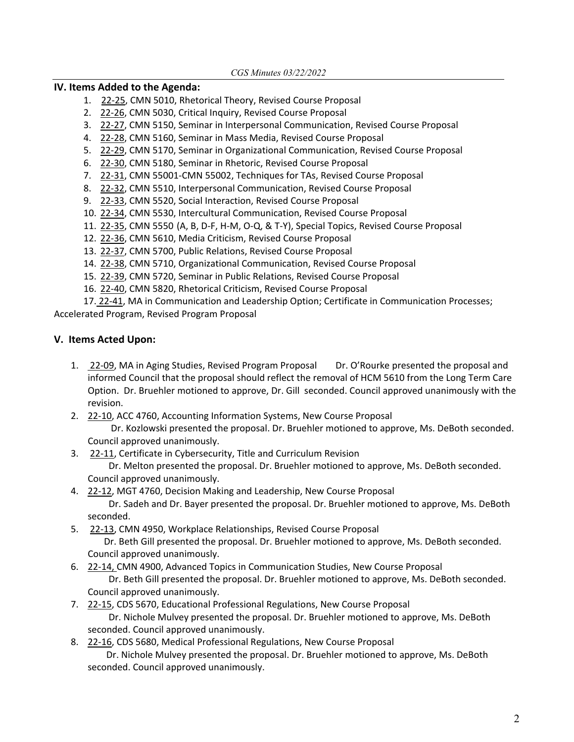## IV. Items Added to the Agenda:

1. 22-25, CMN 5010, Rhetorical Theory, Revised Course Proposal
2. 22-26, CMN 5030, Critical Inquiry, Revised Course Proposal
3. 22-27, CMN 5150, Seminar in Interpersonal Communication, Revised Course Proposal
4. 22-28, CMN 5160, Seminar in Mass Media, Revised Course Proposal
5. 22-29, CMN 5170, Seminar in Organizational Communication, Revised Course Proposal
6. 22-30, CMN 5180, Seminar in Rhetoric, Revised Course Proposal
7. 22-31, CMN 55001-CMN 55002, Techniques for TAs, Revised Course Proposal
8. 22-32, CMN 5510, Interpersonal Communication, Revised Course Proposal
9. 22-33, CMN 5520, Social Interaction, Revised Course Proposal
10. 22-34, CMN 5530, Intercultural Communication, Revised Course Proposal
11. 22-35, CMN 5550 (A, B, D-F, H-M, O-Q, & T-Y), Special Topics, Revised Course Proposal
12. 22-36, CMN 5610, Media Criticism, Revised Course Proposal
13. 22-37, CMN 5700, Public Relations, Revised Course Proposal
14. 22-38, CMN 5710, Organizational Communication, Revised Course Proposal
15. 22-39, CMN 5720, Seminar in Public Relations, Revised Course Proposal
16. 22-40, CMN 5820, Rhetorical Criticism, Revised Course Proposal
17. 22-41, MA in Communication and Leadership Option; Certificate in Communication Processes; Accelerated Program, Revised Program Proposal

## V. Items Acted Upon:

1. 22-09, MA in Aging Studies, Revised Program Proposal Dr. O'Rourke presented the proposal and informed Council that the proposal should reflect the removal of HCM 5610 from the Long Term Care Option. Dr. Bruehler motioned to approve, Dr. Gill seconded. Council approved unanimously with the revision.
2. 22-10, ACC 4760, Accounting Information Systems, New Course Proposal
   Dr. Kozlowski presented the proposal. Dr. Bruehler motioned to approve, Ms. DeBoth seconded. Council approved unanimously.
3. 22-11, Certificate in Cybersecurity, Title and Curriculum Revision
   Dr. Melton presented the proposal. Dr. Bruehler motioned to approve, Ms. DeBoth seconded. Council approved unanimously.
4. 22-12, MGT 4760, Decision Making and Leadership, New Course Proposal
   Dr. Sadeh and Dr. Bayer presented the proposal. Dr. Bruehler motioned to approve, Ms. DeBoth seconded.
5. 22-13, CMN 4950, Workplace Relationships, Revised Course Proposal
   Dr. Beth Gill presented the proposal. Dr. Bruehler motioned to approve, Ms. DeBoth seconded. Council approved unanimously.
6. 22-14, CMN 4900, Advanced Topics in Communication Studies, New Course Proposal
   Dr. Beth Gill presented the proposal. Dr. Bruehler motioned to approve, Ms. DeBoth seconded. Council approved unanimously.
7. 22-15, CDS 5670, Educational Professional Regulations, New Course Proposal
   Dr. Nichole Mulvey presented the proposal. Dr. Bruehler motioned to approve, Ms. DeBoth seconded. Council approved unanimously.
8. 22-16, CDS 5680, Medical Professional Regulations, New Course Proposal
   Dr. Nichole Mulvey presented the proposal. Dr. Bruehler motioned to approve, Ms. DeBoth seconded. Council approved unanimously.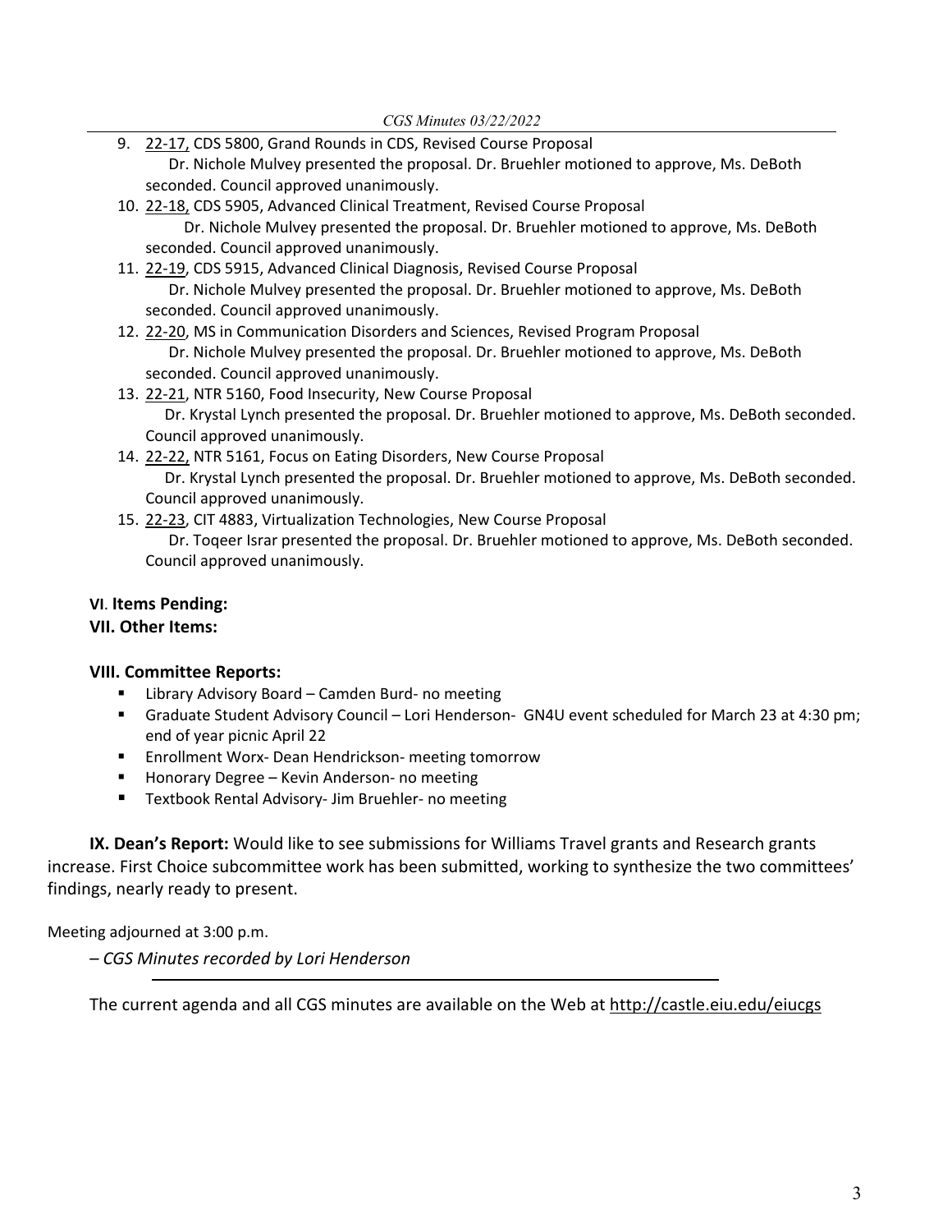9. 22-17, CDS 5800, Grand Rounds in CDS, Revised Course Proposal
   Dr. Nichole Mulvey presented the proposal. Dr. Bruehler motioned to approve, Ms. DeBoth seconded. Council approved unanimously.
10. 22-18, CDS 5905, Advanced Clinical Treatment, Revised Course Proposal
    Dr. Nichole Mulvey presented the proposal. Dr. Bruehler motioned to approve, Ms. DeBoth seconded. Council approved unanimously.
11. 22-19, CDS 5915, Advanced Clinical Diagnosis, Revised Course Proposal
    Dr. Nichole Mulvey presented the proposal. Dr. Bruehler motioned to approve, Ms. DeBoth seconded. Council approved unanimously.
12. 22-20, MS in Communication Disorders and Sciences, Revised Program Proposal
    Dr. Nichole Mulvey presented the proposal. Dr. Bruehler motioned to approve, Ms. DeBoth seconded. Council approved unanimously.
13. 22-21, NTR 5160, Food Insecurity, New Course Proposal
    Dr. Krystal Lynch presented the proposal. Dr. Bruehler motioned to approve, Ms. DeBoth seconded. Council approved unanimously.
14. 22-22, NTR 5161, Focus on Eating Disorders, New Course Proposal
    Dr. Krystal Lynch presented the proposal. Dr. Bruehler motioned to approve, Ms. DeBoth seconded. Council approved unanimously.
15. 22-23, CIT 4883, Virtualization Technologies, New Course Proposal
    Dr. Toqeer Israr presented the proposal. Dr. Bruehler motioned to approve, Ms. DeBoth seconded. Council approved unanimously.

**VI. Items Pending:**

**VII. Other Items:**

**VIII. Committee Reports:**

- Library Advisory Board – Camden Burd- no meeting
- Graduate Student Advisory Council – Lori Henderson- GN4U event scheduled for March 23 at 4:30 pm; end of year picnic April 22
- Enrollment Worx- Dean Hendrickson- meeting tomorrow
- Honorary Degree – Kevin Anderson- no meeting
- Textbook Rental Advisory- Jim Bruehler- no meeting

**IX. Dean's Report:** Would like to see submissions for Williams Travel grants and Research grants increase. First Choice subcommittee work has been submitted, working to synthesize the two committees' findings, nearly ready to present.

Meeting adjourned at 3:00 p.m.

*– CGS Minutes recorded by Lori Henderson*

---

The current agenda and all CGS minutes are available on the Web at http://castle.eiu.edu/eiucgs